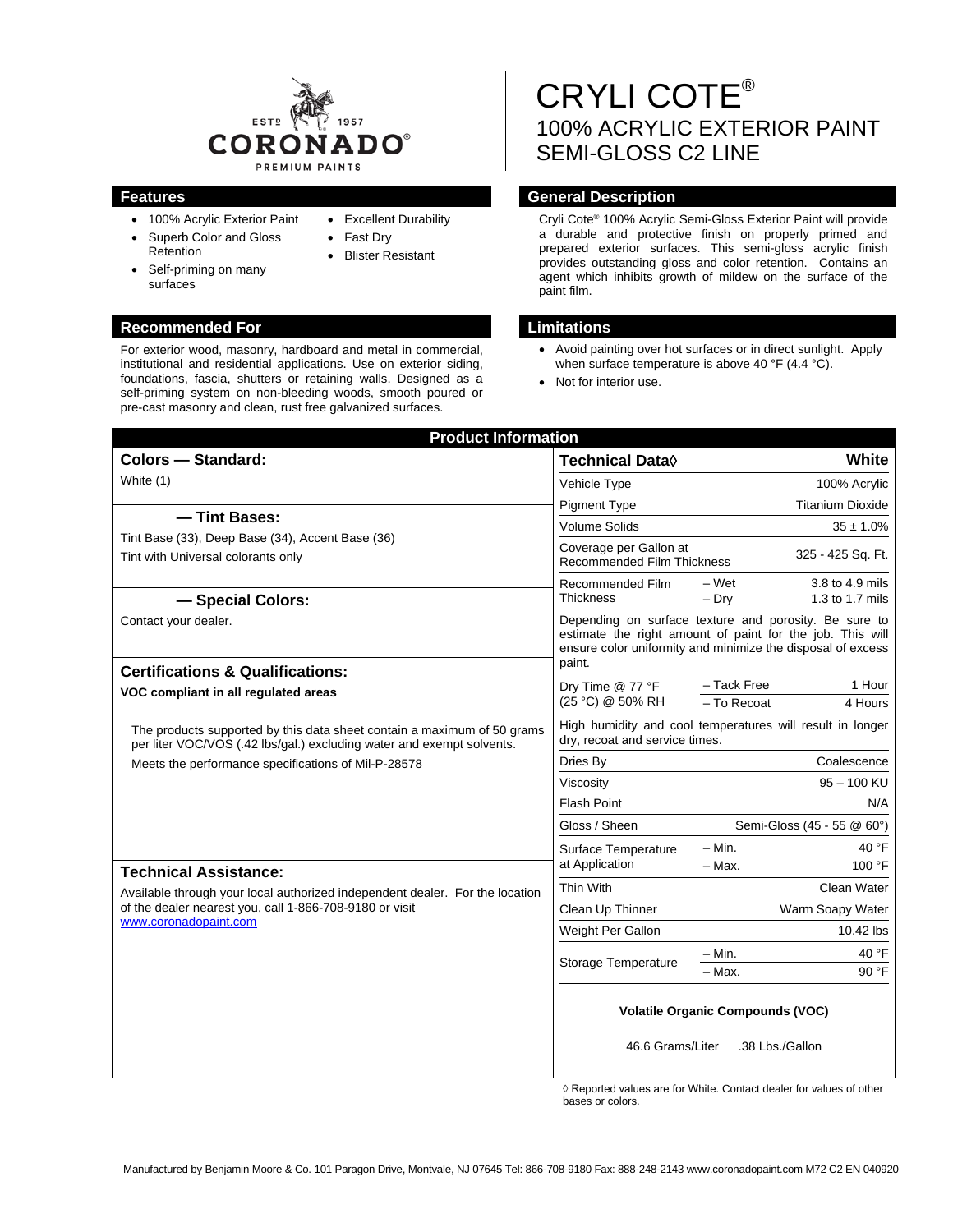# CRYLI COTE®

## 100% ACRYLIC EXTERIOR PAINT SEMI-GLOSS C2 LINE

### Features

- 100% Acrylic Exterior Paint
- Superb Color and Gloss Retention
- Self-priming on many surfaces
- Excellent Durability
- Fast Dry
- Blister Resistant

### General Description

Cryli Cote® 100% Acrylic Semi-Gloss Exterior Paint will provide a durable and protective finish on properly primed and prepared exterior surfaces. This semi-gloss acrylic finish provides outstanding gloss and color retention. Contains an agent which inhibits growth of mildew on the surface of the paint film.

### Recommended For

For exterior wood, masonry, hardboard and metal in commercial, institutional and residential applications. Use on exterior siding, foundations, fascia, shutters or retaining walls. Designed as a self-priming system on non-bleeding woods, smooth poured or pre-cast masonry and clean, rust free galvanized surfaces.

### Limitations

- Avoid painting over hot surfaces or in direct sunlight. Apply when surface temperature is above 40 °F (4.4 °C).
- Not for interior use.

## Product Information

### Colors — Standard:

White (1)

### — Tint Bases:

Tint Base (33), Deep Base (34), Accent Base (36)

Tint with Universal colorants only

### — Special Colors:

Contact your dealer.

### Certifications & Qualifications:

**VOC compliant in all regulated areas**

The products supported by this data sheet contain a maximum of 50 grams per liter VOC/VOS (.42 lbs/gal.) excluding water and exempt solvents.

Meets the performance specifications of Mil-P-28578

### Technical Assistance:

Available through your local authorized independent dealer. For the location of the dealer nearest you, call 1-866-708-9180 or visit www.coronadopaint.com

| Technical Data◊ | | White |
|---|---|---|
| Vehicle Type | | 100% Acrylic |
| Pigment Type | | Titanium Dioxide |
| Volume Solids | | 35 ± 1.0% |
| Coverage per Gallon at Recommended Film Thickness | | 325 - 425 Sq. Ft. |
| Recommended Film Thickness | – Wet | 3.8 to 4.9 mils |
| | – Dry | 1.3 to 1.7 mils |
| Depending on surface texture and porosity. Be sure to estimate the right amount of paint for the job. This will ensure color uniformity and minimize the disposal of excess paint. | | |
| Dry Time @ 77 °F (25 °C) @ 50% RH | – Tack Free | 1 Hour |
| | – To Recoat | 4 Hours |
| High humidity and cool temperatures will result in longer dry, recoat and service times. | | |
| Dries By | | Coalescence |
| Viscosity | | 95 – 100 KU |
| Flash Point | | N/A |
| Gloss / Sheen | | Semi-Gloss (45 - 55 @ 60°) |
| Surface Temperature at Application | – Min. | 40 °F |
| | – Max. | 100 °F |
| Thin With | | Clean Water |
| Clean Up Thinner | | Warm Soapy Water |
| Weight Per Gallon | | 10.42 lbs |
| Storage Temperature | – Min. | 40 °F |
| | – Max. | 90 °F |

**Volatile Organic Compounds (VOC)**

46.6 Grams/Liter .38 Lbs./Gallon

◊ Reported values are for White. Contact dealer for values of other bases or colors.

Manufactured by Benjamin Moore & Co. 101 Paragon Drive, Montvale, NJ 07645 Tel: 866-708-9180 Fax: 888-248-2143 www.coronadopaint.com M72 C2 EN 040920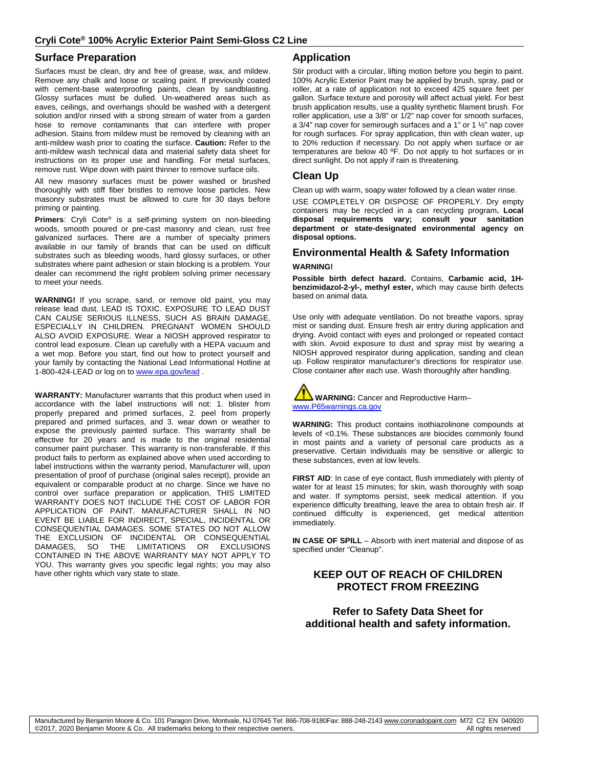**Cryli Cote® 100% Acrylic Exterior Paint Semi-Gloss C2 Line**

## Surface Preparation

Surfaces must be clean, dry and free of grease, wax, and mildew. Remove any chalk and loose or scaling paint. If previously coated with cement-base waterproofing paints, clean by sandblasting. Glossy surfaces must be dulled. Un-weathered areas such as eaves, ceilings, and overhangs should be washed with a detergent solution and/or rinsed with a strong stream of water from a garden hose to remove contaminants that can interfere with proper adhesion. Stains from mildew must be removed by cleaning with an anti-mildew wash prior to coating the surface. **Caution:** Refer to the anti-mildew wash technical data and material safety data sheet for instructions on its proper use and handling. For metal surfaces, remove rust. Wipe down with paint thinner to remove surface oils.

All new masonry surfaces must be power washed or brushed thoroughly with stiff fiber bristles to remove loose particles. New masonry substrates must be allowed to cure for 30 days before priming or painting.

**Primers**: Cryli Cote® is a self-priming system on non-bleeding woods, smooth poured or pre-cast masonry and clean, rust free galvanized surfaces. There are a number of specialty primers available in our family of brands that can be used on difficult substrates such as bleeding woods, hard glossy surfaces, or other substrates where paint adhesion or stain blocking is a problem. Your dealer can recommend the right problem solving primer necessary to meet your needs.

**WARNING!** If you scrape, sand, or remove old paint, you may release lead dust. LEAD IS TOXIC. EXPOSURE TO LEAD DUST CAN CAUSE SERIOUS ILLNESS, SUCH AS BRAIN DAMAGE, ESPECIALLY IN CHILDREN. PREGNANT WOMEN SHOULD ALSO AVOID EXPOSURE. Wear a NIOSH approved respirator to control lead exposure. Clean up carefully with a HEPA vacuum and a wet mop. Before you start, find out how to protect yourself and your family by contacting the National Lead Informational Hotline at 1-800-424-LEAD or log on to www.epa.gov/lead .

**WARRANTY:** Manufacturer warrants that this product when used in accordance with the label instructions will not: 1. blister from properly prepared and primed surfaces, 2. peel from properly prepared and primed surfaces, and 3. wear down or weather to expose the previously painted surface. This warranty shall be effective for 20 years and is made to the original residential consumer paint purchaser. This warranty is non-transferable. If this product fails to perform as explained above when used according to label instructions within the warranty period, Manufacturer will, upon presentation of proof of purchase (original sales receipt), provide an equivalent or comparable product at no charge. Since we have no control over surface preparation or application, THIS LIMITED WARRANTY DOES NOT INCLUDE THE COST OF LABOR FOR APPLICATION OF PAINT. MANUFACTURER SHALL IN NO EVENT BE LIABLE FOR INDIRECT, SPECIAL, INCIDENTAL OR CONSEQUENTIAL DAMAGES. SOME STATES DO NOT ALLOW THE EXCLUSION OF INCIDENTAL OR CONSEQUENTIAL DAMAGES, SO THE LIMITATIONS OR EXCLUSIONS CONTAINED IN THE ABOVE WARRANTY MAY NOT APPLY TO YOU. This warranty gives you specific legal rights; you may also have other rights which vary state to state.

## Application

Stir product with a circular, lifting motion before you begin to paint. 100% Acrylic Exterior Paint may be applied by brush, spray, pad or roller, at a rate of application not to exceed 425 square feet per gallon. Surface texture and porosity will affect actual yield. For best brush application results, use a quality synthetic filament brush. For roller application, use a 3/8" or 1/2" nap cover for smooth surfaces, a 3/4" nap cover for semirough surfaces and a 1" or 1 ½" nap cover for rough surfaces. For spray application, thin with clean water, up to 20% reduction if necessary. Do not apply when surface or air temperatures are below 40 ºF. Do not apply to hot surfaces or in direct sunlight. Do not apply if rain is threatening.

## Clean Up

Clean up with warm, soapy water followed by a clean water rinse.

USE COMPLETELY OR DISPOSE OF PROPERLY. Dry empty containers may be recycled in a can recycling program**. Local disposal requirements vary; consult your sanitation department or state-designated environmental agency on disposal options.**

## Environmental Health & Safety Information

**WARNING!**

**Possible birth defect hazard.** Contains, **Carbamic acid, 1H-benzimidazol-2-yl-, methyl ester,** which may cause birth defects based on animal data.

Use only with adequate ventilation. Do not breathe vapors, spray mist or sanding dust. Ensure fresh air entry during application and drying. Avoid contact with eyes and prolonged or repeated contact with skin. Avoid exposure to dust and spray mist by wearing a NIOSH approved respirator during application, sanding and clean up. Follow respirator manufacturer's directions for respirator use. Close container after each use. Wash thoroughly after handling.

**WARNING:** Cancer and Reproductive Harm– www.P65warnings.ca.gov

**WARNING:** This product contains isothiazolinone compounds at levels of <0.1%. These substances are biocides commonly found in most paints and a variety of personal care products as a preservative. Certain individuals may be sensitive or allergic to these substances, even at low levels.

**FIRST AID**: In case of eye contact, flush immediately with plenty of water for at least 15 minutes; for skin, wash thoroughly with soap and water. If symptoms persist, seek medical attention. If you experience difficulty breathing, leave the area to obtain fresh air. If continued difficulty is experienced, get medical attention immediately.

**IN CASE OF SPILL** – Absorb with inert material and dispose of as specified under "Cleanup".

**KEEP OUT OF REACH OF CHILDREN**
**PROTECT FROM FREEZING**

**Refer to Safety Data Sheet for additional health and safety information.**

Manufactured by Benjamin Moore & Co. 101 Paragon Drive, Montvale, NJ 07645 Tel: 866-708-9180Fax: 888-248-2143 www.coronadopaint.com M72 C2 EN 040920
©2017, 2020 Benjamin Moore & Co. All trademarks belong to their respective owners. All rights reserved